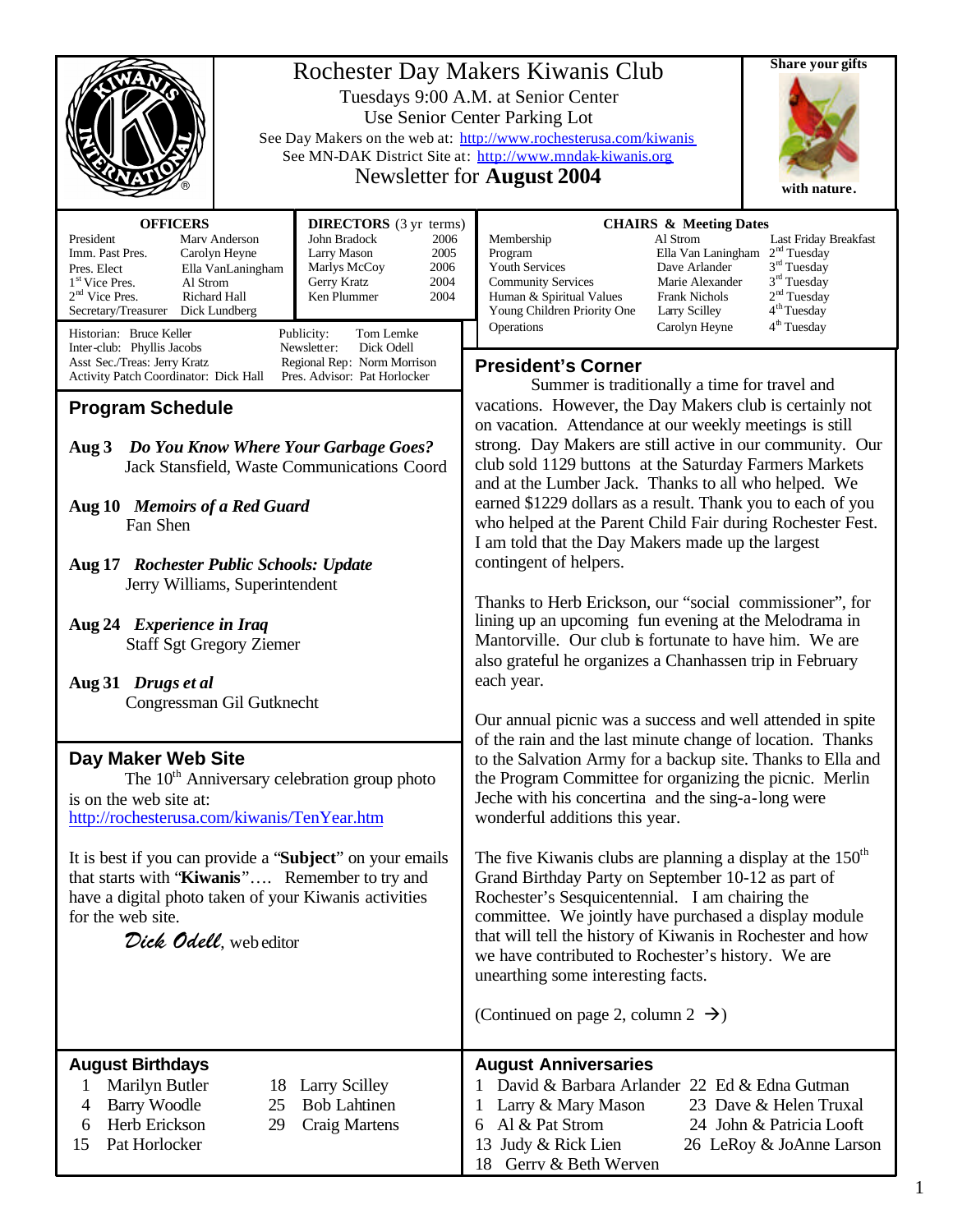# Rochester Day Makers Kiwanis Club

Tuesdays 9:00 A.M. at Senior Center

Use Senior Center Parking Lot

See Day Makers on the web at: http://www.rochesterusa.com/kiwanis

See MN-DAK District Site at: http://www.mndak-kiwanis.org

Newsletter for **August 2004**

**Share your gifts with nature.**

**OFFICERS**

| | |
|---|---|
| President | Marv Anderson |
| Imm. Past Pres. | Carolyn Heyne |
| Pres. Elect | Ella VanLaningham |
| 1st Vice Pres. | Al Strom |
| 2nd Vice Pres. | Richard Hall |
| Secretary/Treasurer | Dick Lundberg |

**DIRECTORS** (3 yr terms)

| | |
|---|---|
| John Bradock | 2006 |
| Larry Mason | 2005 |
| Marlys McCoy | 2006 |
| Gerry Kratz | 2004 |
| Ken Plummer | 2004 |

**CHAIRS & Meeting Dates**

| | | |
|---|---|---|
| Membership | Al Strom | Last Friday Breakfast |
| Program | Ella Van Laningham | 2nd Tuesday |
| Youth Services | Dave Arlander | 3rd Tuesday |
| Community Services | Marie Alexander | 3rd Tuesday |
| Human & Spiritual Values | Frank Nichols | 2nd Tuesday |
| Young Children Priority One | Larry Scilley | 4th Tuesday |
| Operations | Carolyn Heyne | 4th Tuesday |

Historian: Bruce Keller
Inter-club: Phyllis Jacobs
Asst Sec./Treas: Jerry Kratz
Activity Patch Coordinator: Dick Hall

Publicity: Tom Lemke
Newsletter: Dick Odell
Regional Rep: Norm Morrison
Pres. Advisor: Pat Horlocker

## Program Schedule

**Aug 3** ***Do You Know Where Your Garbage Goes?***
Jack Stansfield, Waste Communications Coord

**Aug 10** ***Memoirs of a Red Guard***
Fan Shen

**Aug 17** ***Rochester Public Schools: Update***
Jerry Williams, Superintendent

**Aug 24** ***Experience in Iraq***
Staff Sgt Gregory Ziemer

**Aug 31** ***Drugs et al***
Congressman Gil Gutknecht

## Day Maker Web Site

The 10th Anniversary celebration group photo is on the web site at: http://rochesterusa.com/kiwanis/TenYear.htm

It is best if you can provide a "**Subject**" on your emails that starts with "**Kiwanis**"…. Remember to try and have a digital photo taken of your Kiwanis activities for the web site.

*Dick Odell*, web editor

## President's Corner

Summer is traditionally a time for travel and vacations. However, the Day Makers club is certainly not on vacation. Attendance at our weekly meetings is still strong. Day Makers are still active in our community. Our club sold 1129 buttons at the Saturday Farmers Markets and at the Lumber Jack. Thanks to all who helped. We earned $1229 dollars as a result. Thank you to each of you who helped at the Parent Child Fair during Rochester Fest. I am told that the Day Makers made up the largest contingent of helpers.

Thanks to Herb Erickson, our "social commissioner", for lining up an upcoming fun evening at the Melodrama in Mantorville. Our club is fortunate to have him. We are also grateful he organizes a Chanhassen trip in February each year.

Our annual picnic was a success and well attended in spite of the rain and the last minute change of location. Thanks to the Salvation Army for a backup site. Thanks to Ella and the Program Committee for organizing the picnic. Merlin Jeche with his concertina and the sing-a-long were wonderful additions this year.

The five Kiwanis clubs are planning a display at the 150th Grand Birthday Party on September 10-12 as part of Rochester's Sesquicentennial. I am chairing the committee. We jointly have purchased a display module that will tell the history of Kiwanis in Rochester and how we have contributed to Rochester's history. We are unearthing some interesting facts.

(Continued on page 2, column 2 →)

## August Birthdays

| | | | |
|---|---|---|---|
| 1 | Marilyn Butler | 18 | Larry Scilley |
| 4 | Barry Woodle | 25 | Bob Lahtinen |
| 6 | Herb Erickson | 29 | Craig Martens |
| 15 | Pat Horlocker | | |

## August Anniversaries

| | | | |
|---|---|---|---|
| 1 | David & Barbara Arlander | 22 | Ed & Edna Gutman |
| 1 | Larry & Mary Mason | 23 | Dave & Helen Truxal |
| 6 | Al & Pat Strom | 24 | John & Patricia Looft |
| 13 | Judy & Rick Lien | 26 | LeRoy & JoAnne Larson |
| 18 | Gerry & Beth Werven | | |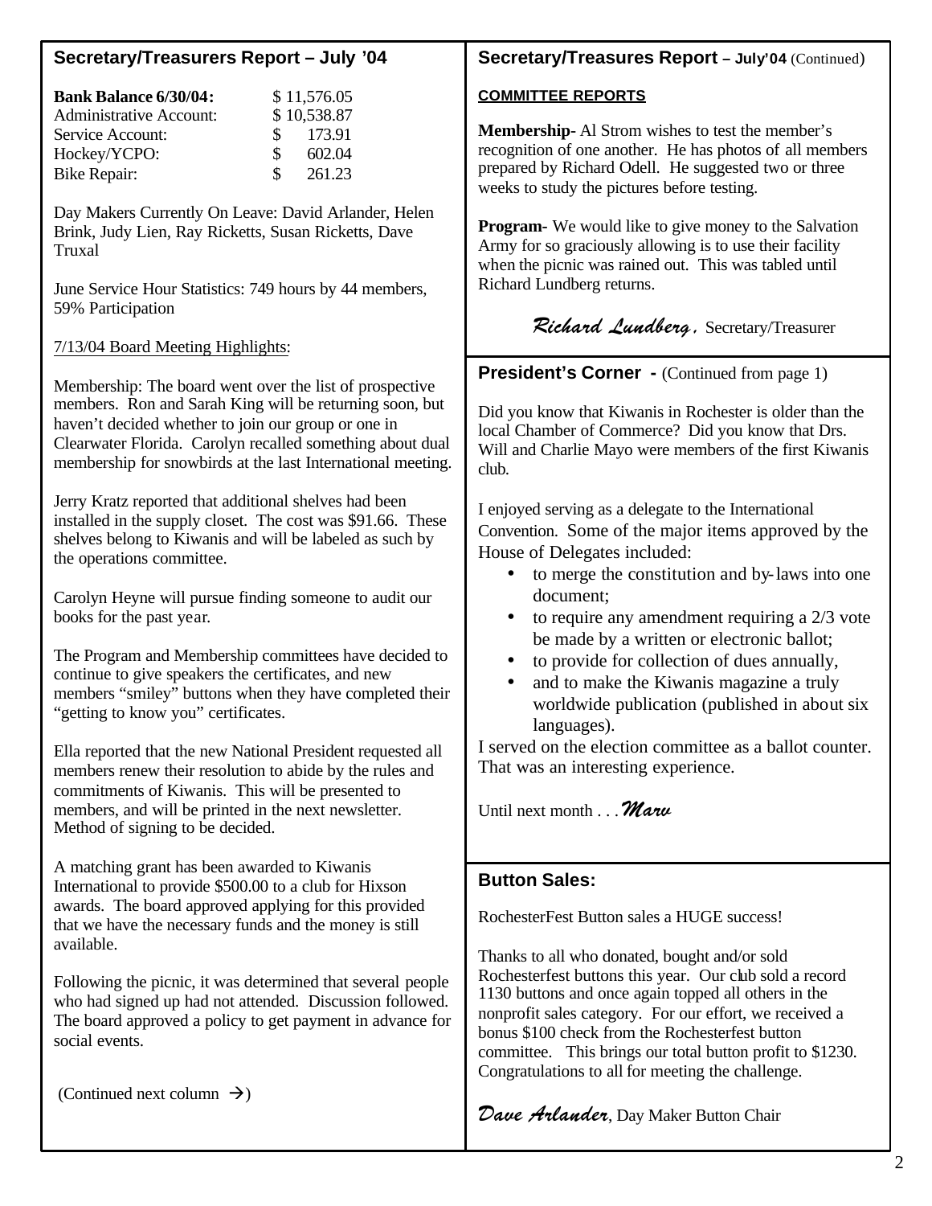## Secretary/Treasurers Report – July '04

| | |
|---|---|
| **Bank Balance 6/30/04:** | $ 11,576.05 |
| Administrative Account: | $ 10,538.87 |
| Service Account: | $ 173.91 |
| Hockey/YCPO: | $ 602.04 |
| Bike Repair: | $ 261.23 |

Day Makers Currently On Leave: David Arlander, Helen Brink, Judy Lien, Ray Ricketts, Susan Ricketts, Dave Truxal

June Service Hour Statistics: 749 hours by 44 members, 59% Participation

7/13/04 Board Meeting Highlights:

Membership: The board went over the list of prospective members. Ron and Sarah King will be returning soon, but haven't decided whether to join our group or one in Clearwater Florida. Carolyn recalled something about dual membership for snowbirds at the last International meeting.

Jerry Kratz reported that additional shelves had been installed in the supply closet. The cost was $91.66. These shelves belong to Kiwanis and will be labeled as such by the operations committee.

Carolyn Heyne will pursue finding someone to audit our books for the past year.

The Program and Membership committees have decided to continue to give speakers the certificates, and new members "smiley" buttons when they have completed their "getting to know you" certificates.

Ella reported that the new National President requested all members renew their resolution to abide by the rules and commitments of Kiwanis. This will be presented to members, and will be printed in the next newsletter. Method of signing to be decided.

A matching grant has been awarded to Kiwanis International to provide $500.00 to a club for Hixson awards. The board approved applying for this provided that we have the necessary funds and the money is still available.

Following the picnic, it was determined that several people who had signed up had not attended. Discussion followed. The board approved a policy to get payment in advance for social events.

(Continued next column →)

## Secretary/Treasures Report – July'04 (Continued)

**COMMITTEE REPORTS**

**Membership-** Al Strom wishes to test the member's recognition of one another. He has photos of all members prepared by Richard Odell. He suggested two or three weeks to study the pictures before testing.

**Program-** We would like to give money to the Salvation Army for so graciously allowing is to use their facility when the picnic was rained out. This was tabled until Richard Lundberg returns.

*Richard Lundberg*, Secretary/Treasurer

## President's Corner - (Continued from page 1)

Did you know that Kiwanis in Rochester is older than the local Chamber of Commerce? Did you know that Drs. Will and Charlie Mayo were members of the first Kiwanis club.

I enjoyed serving as a delegate to the International Convention. Some of the major items approved by the House of Delegates included:

- to merge the constitution and by-laws into one document;
- to require any amendment requiring a 2/3 vote be made by a written or electronic ballot;
- to provide for collection of dues annually,
- and to make the Kiwanis magazine a truly worldwide publication (published in about six languages).

I served on the election committee as a ballot counter. That was an interesting experience.

Until next month . . . *Marv*

## Button Sales:

RochesterFest Button sales a HUGE success!

Thanks to all who donated, bought and/or sold Rochesterfest buttons this year. Our club sold a record 1130 buttons and once again topped all others in the nonprofit sales category. For our effort, we received a bonus $100 check from the Rochesterfest button committee. This brings our total button profit to $1230. Congratulations to all for meeting the challenge.

*Dave Arlander*, Day Maker Button Chair